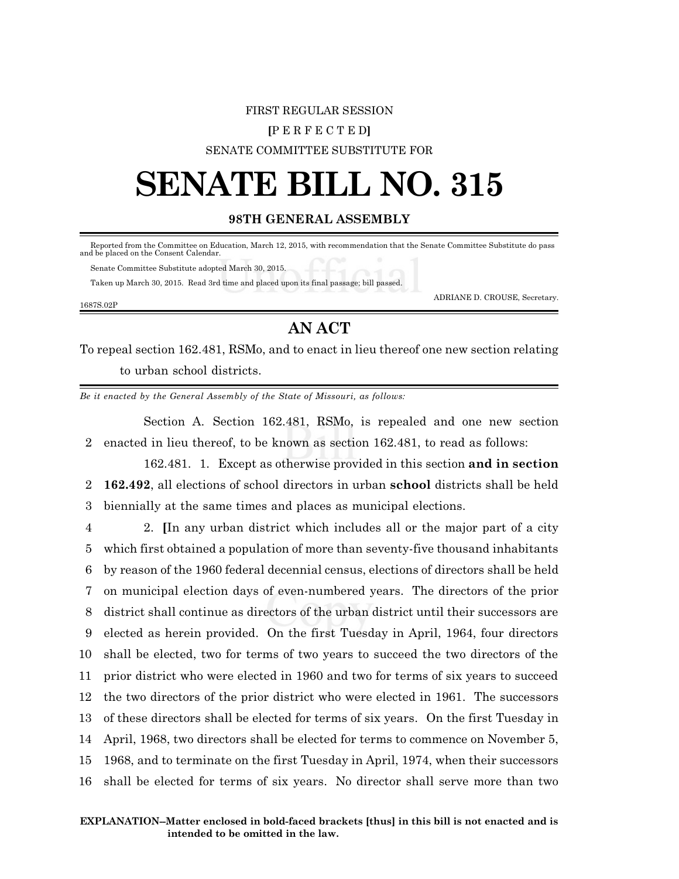FIRST REGULAR SESSION

**[**P E R F E C T E D**]**

SENATE COMMITTEE SUBSTITUTE FOR

# SENATE BILL NO. 315

## 98TH GENERAL ASSEMBLY

Reported from the Committee on Education, March 12, 2015, with recommendation that the Senate Committee Substitute do pass and be placed on the Consent Calendar.

Senate Committee Substitute adopted March 30, 2015.

Taken up March 30, 2015. Read 3rd time and placed upon its final passage; bill passed.

ADRIANE D. CROUSE, Secretary.

1687S.02P

## AN ACT

To repeal section 162.481, RSMo, and to enact in lieu thereof one new section relating to urban school districts.

*Be it enacted by the General Assembly of the State of Missouri, as follows:*

Section A. Section 162.481, RSMo, is repealed and one new section enacted in lieu thereof, to be known as section 162.481, to read as follows:

162.481. 1. Except as otherwise provided in this section **and in section 162.492**, all elections of school directors in urban **school** districts shall be held biennially at the same times and places as municipal elections.

2. **[**In any urban district which includes all or the major part of a city which first obtained a population of more than seventy-five thousand inhabitants by reason of the 1960 federal decennial census, elections of directors shall be held on municipal election days of even-numbered years. The directors of the prior district shall continue as directors of the urban district until their successors are elected as herein provided. On the first Tuesday in April, 1964, four directors shall be elected, two for terms of two years to succeed the two directors of the prior district who were elected in 1960 and two for terms of six years to succeed the two directors of the prior district who were elected in 1961. The successors of these directors shall be elected for terms of six years. On the first Tuesday in April, 1968, two directors shall be elected for terms to commence on November 5, 1968, and to terminate on the first Tuesday in April, 1974, when their successors shall be elected for terms of six years. No director shall serve more than two

**EXPLANATION–Matter enclosed in bold-faced brackets [thus] in this bill is not enacted and is intended to be omitted in the law.**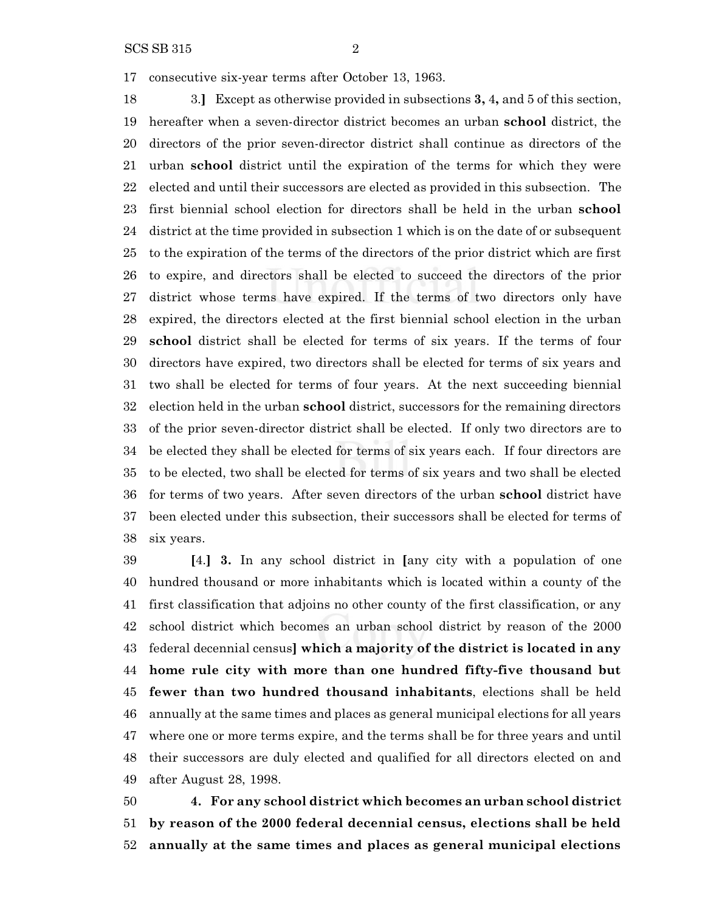consecutive six-year terms after October 13, 1963.

3.] Except as otherwise provided in subsections **3,** 4**,** and 5 of this section, hereafter when a seven-director district becomes an urban **school** district, the directors of the prior seven-director district shall continue as directors of the urban **school** district until the expiration of the terms for which they were elected and until their successors are elected as provided in this subsection. The first biennial school election for directors shall be held in the urban **school** district at the time provided in subsection 1 which is on the date of or subsequent to the expiration of the terms of the directors of the prior district which are first to expire, and directors shall be elected to succeed the directors of the prior district whose terms have expired. If the terms of two directors only have expired, the directors elected at the first biennial school election in the urban **school** district shall be elected for terms of six years. If the terms of four directors have expired, two directors shall be elected for terms of six years and two shall be elected for terms of four years. At the next succeeding biennial election held in the urban **school** district, successors for the remaining directors of the prior seven-director district shall be elected. If only two directors are to be elected they shall be elected for terms of six years each. If four directors are to be elected, two shall be elected for terms of six years and two shall be elected for terms of two years. After seven directors of the urban **school** district have been elected under this subsection, their successors shall be elected for terms of six years.

[4.] **3.** In any school district in [any city with a population of one hundred thousand or more inhabitants which is located within a county of the first classification that adjoins no other county of the first classification, or any school district which becomes an urban school district by reason of the 2000 federal decennial census] **which a majority of the district is located in any home rule city with more than one hundred fifty-five thousand but fewer than two hundred thousand inhabitants**, elections shall be held annually at the same times and places as general municipal elections for all years where one or more terms expire, and the terms shall be for three years and until their successors are duly elected and qualified for all directors elected on and after August 28, 1998.

**4. For any school district which becomes an urban school district by reason of the 2000 federal decennial census, elections shall be held annually at the same times and places as general municipal elections**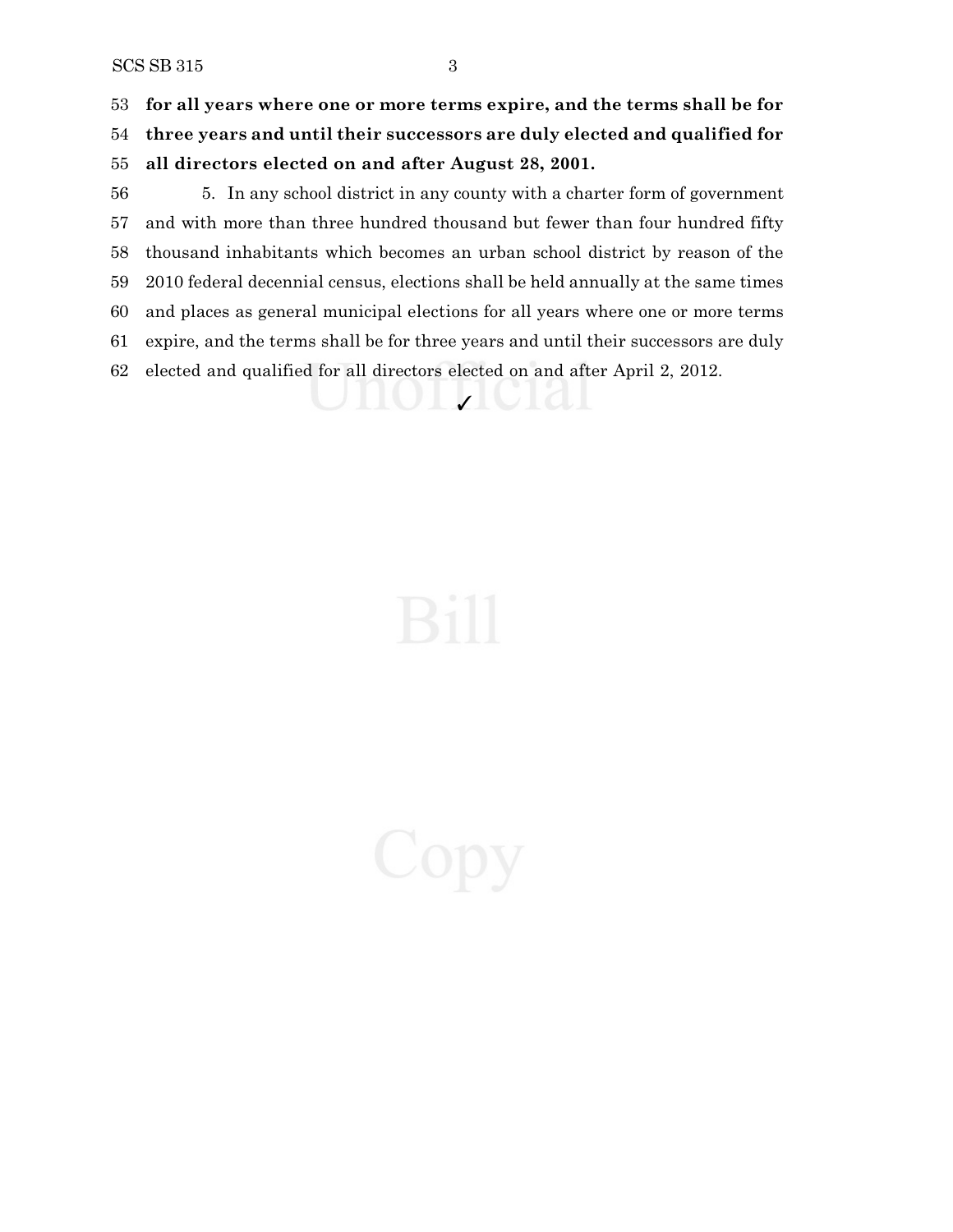**for all years where one or more terms expire, and the terms shall be for three years and until their successors are duly elected and qualified for all directors elected on and after August 28, 2001.**

5. In any school district in any county with a charter form of government and with more than three hundred thousand but fewer than four hundred fifty thousand inhabitants which becomes an urban school district by reason of the 2010 federal decennial census, elections shall be held annually at the same times and places as general municipal elections for all years where one or more terms expire, and the terms shall be for three years and until their successors are duly elected and qualified for all directors elected on and after April 2, 2012.

✓